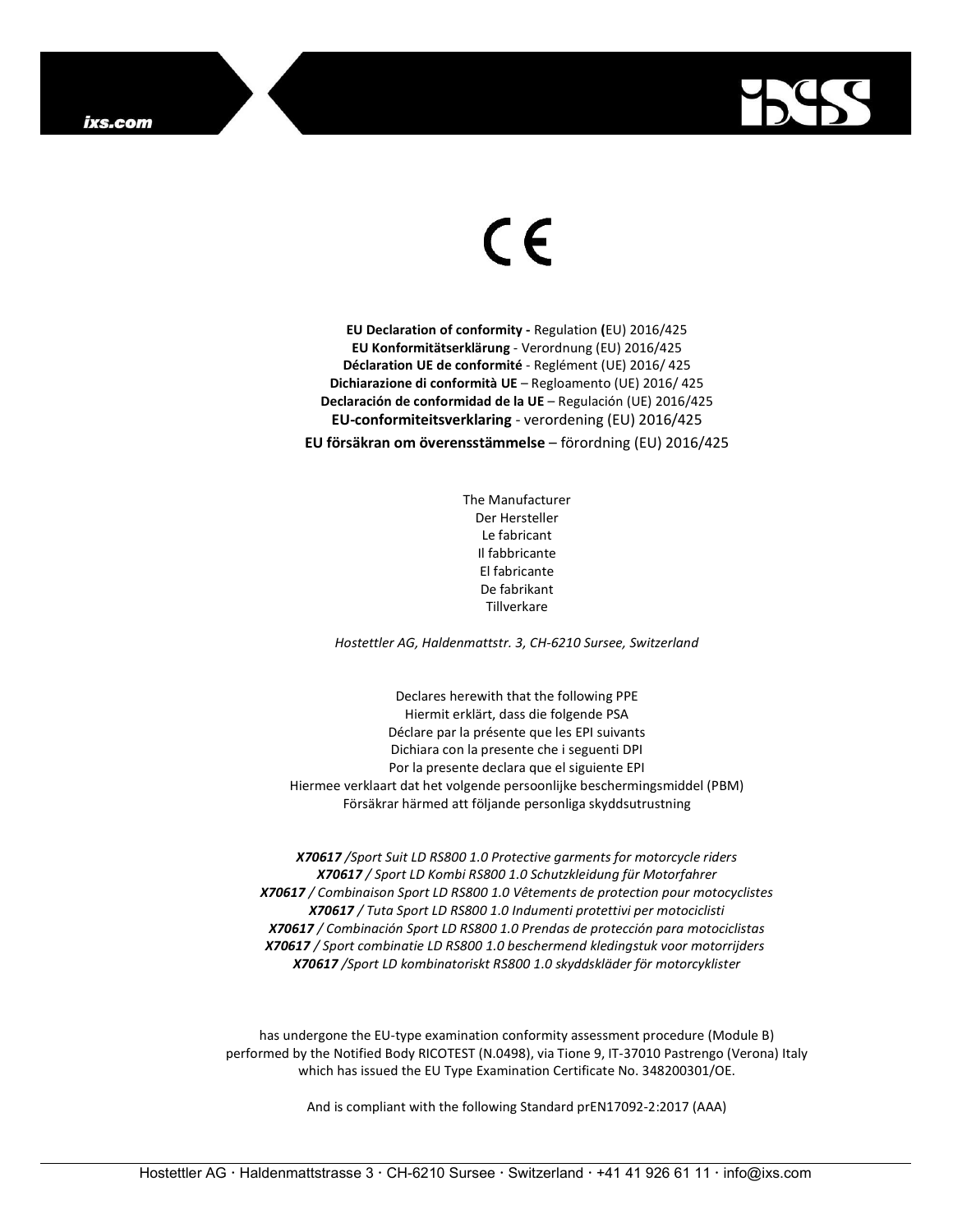CE

**EU Declaration of conformity -** Regulation **(**EU) 2016/425
**EU Konformitätserklärung** - Verordnung (EU) 2016/425
**Déclaration UE de conformité** - Reglément (UE) 2016/ 425
**Dichiarazione di conformità UE** – Regloamento (UE) 2016/ 425
**Declaración de conformidad de la UE** – Regulación (UE) 2016/425
**EU-conformiteitsverklaring** - verordening (EU) 2016/425
**EU försäkran om överensstämmelse** – förordning (EU) 2016/425

The Manufacturer
Der Hersteller
Le fabricant
Il fabbricante
El fabricante
De fabrikant
Tillverkare

*Hostettler AG, Haldenmattstr. 3, CH-6210 Sursee, Switzerland*

Declares herewith that the following PPE
Hiermit erklärt, dass die folgende PSA
Déclare par la présente que les EPI suivants
Dichiara con la presente che i seguenti DPI
Por la presente declara que el siguiente EPI
Hiermee verklaart dat het volgende persoonlijke beschermingsmiddel (PBM)
Försäkrar härmed att följande personliga skyddsutrustning

***X70617*** */Sport Suit LD RS800 1.0 Protective garments for motorcycle riders*
***X70617*** */ Sport LD Kombi RS800 1.0 Schutzkleidung für Motorfahrer*
***X70617*** */ Combinaison Sport LD RS800 1.0 Vêtements de protection pour motocyclistes*
***X70617*** */ Tuta Sport LD RS800 1.0 Indumenti protettivi per motociclisti*
***X70617*** */ Combinación Sport LD RS800 1.0 Prendas de protección para motociclistas*
***X70617*** */ Sport combinatie LD RS800 1.0 beschermend kledingstuk voor motorrijders*
***X70617*** */Sport LD kombinatoriskt RS800 1.0 skyddskläder för motorcyklister*

has undergone the EU-type examination conformity assessment procedure (Module B)
performed by the Notified Body RICOTEST (N.0498), via Tione 9, IT-37010 Pastrengo (Verona) Italy
which has issued the EU Type Examination Certificate No. 348200301/OE.

And is compliant with the following Standard prEN17092-2:2017 (AAA)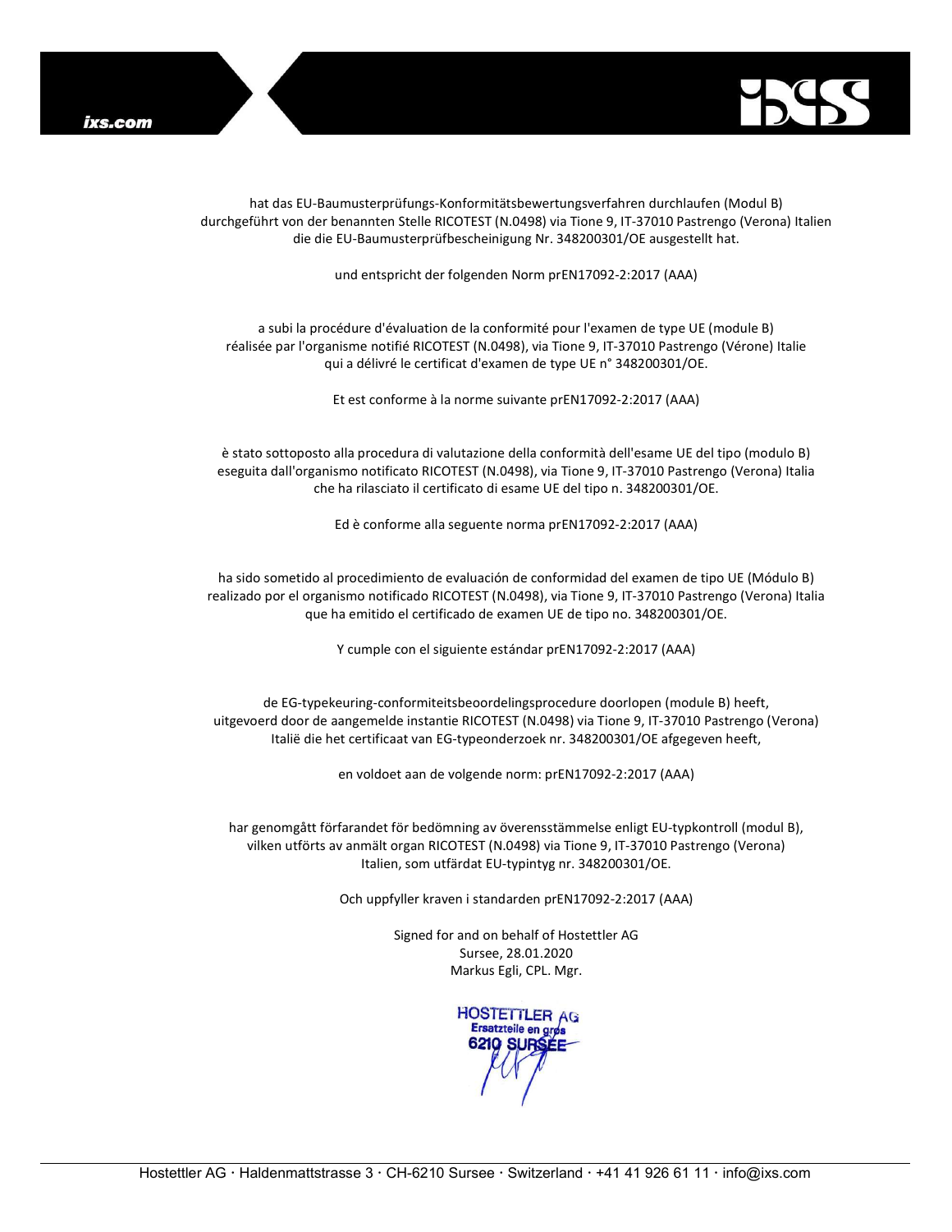hat das EU-Baumusterprüfungs-Konformitätsbewertungsverfahren durchlaufen (Modul B)
durchgeführt von der benannnten Stelle RICOTEST (N.0498) via Tione 9, IT-37010 Pastrengo (Verona) Italien
die die EU-Baumusterprüfbescheinigung Nr. 348200301/OE ausgestellt hat.

und entspricht der folgenden Norm prEN17092-2:2017 (AAA)

a subi la procédure d'évaluation de la conformité pour l'examen de type UE (module B)
réalisée par l'organisme notifié RICOTEST (N.0498), via Tione 9, IT-37010 Pastrengo (Vérone) Italie
qui a délivré le certificat d'examen de type UE n° 348200301/OE.

Et est conforme à la norme suivante prEN17092-2:2017 (AAA)

è stato sottoposto alla procedura di valutazione della conformità dell'esame UE del tipo (modulo B)
eseguita dall'organismo notificato RICOTEST (N.0498), via Tione 9, IT-37010 Pastrengo (Verona) Italia
che ha rilasciato il certificato di esame UE del tipo n. 348200301/OE.

Ed è conforme alla seguente norma prEN17092-2:2017 (AAA)

ha sido sometido al procedimiento de evaluación de conformidad del examen de tipo UE (Módulo B)
realizado por el organismo notificado RICOTEST (N.0498), via Tione 9, IT-37010 Pastrengo (Verona) Italia
que ha emitido el certificado de examen UE de tipo no. 348200301/OE.

Y cumple con el siguiente estándar prEN17092-2:2017 (AAA)

de EG-typekeuring-conformiteitsbeoordelingsprocedure doorlopen (module B) heeft,
uitgevoerd door de aangemelde instantie RICOTEST (N.0498) via Tione 9, IT-37010 Pastrengo (Verona)
Italië die het certificaat van EG-typeonderzoek nr. 348200301/OE afgegeven heeft,

en voldoet aan de volgende norm: prEN17092-2:2017 (AAA)

har genomgått förfarandet för bedömning av överensstämmelse enligt EU-typkontroll (modul B),
vilken utförts av anmält organ RICOTEST (N.0498) via Tione 9, IT-37010 Pastrengo (Verona)
Italien, som utfärdat EU-typintyg nr. 348200301/OE.

Och uppfyller kraven i standarden prEN17092-2:2017 (AAA)

Signed for and on behalf of Hostettler AG
Sursee, 28.01.2020
Markus Egli, CPL. Mgr.

HOSTETTLER AG
Ersatzteile en gros
6210 SURSEE

Hostettler AG · Haldenmattstrasse 3 · CH-6210 Sursee · Switzerland · +41 41 926 61 11 · info@ixs.com